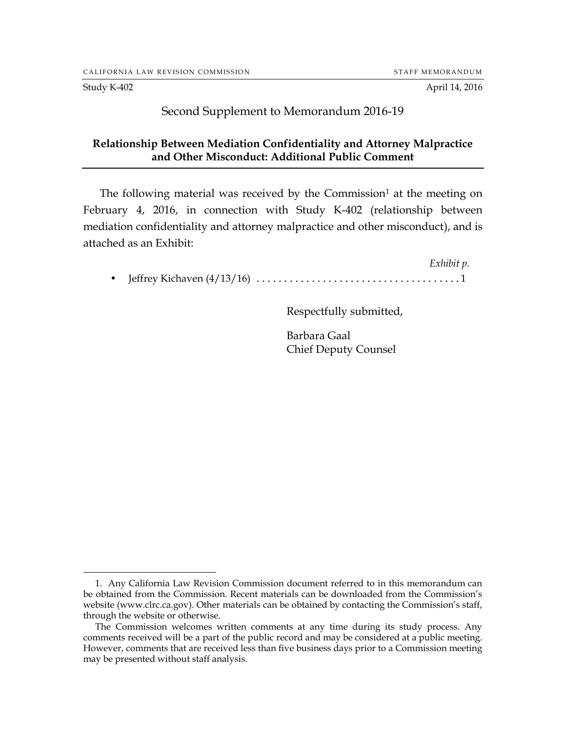CALIFORNIA LAW REVISION COMMISSION — STAFF MEMORANDUM

Study K-402 — April 14, 2016

# Second Supplement to Memorandum 2016-19

## Relationship Between Mediation Confidentiality and Attorney Malpractice and Other Misconduct: Additional Public Comment

The following material was received by the Commission[1] at the meeting on February 4, 2016, in connection with Study K-402 (relationship between mediation confidentiality and attorney malpractice and other misconduct), and is attached as an Exhibit:

| | *Exhibit p.* |
|---|---|
| • Jeffrey Kichaven (4/13/16) | 1 |

Respectfully submitted,

Barbara Gaal
Chief Deputy Counsel

---

1. Any California Law Revision Commission document referred to in this memorandum can be obtained from the Commission. Recent materials can be downloaded from the Commission's website (www.clrc.ca.gov). Other materials can be obtained by contacting the Commission's staff, through the website or otherwise.

The Commission welcomes written comments at any time during its study process. Any comments received will be a part of the public record and may be considered at a public meeting. However, comments that are received less than five business days prior to a Commission meeting may be presented without staff analysis.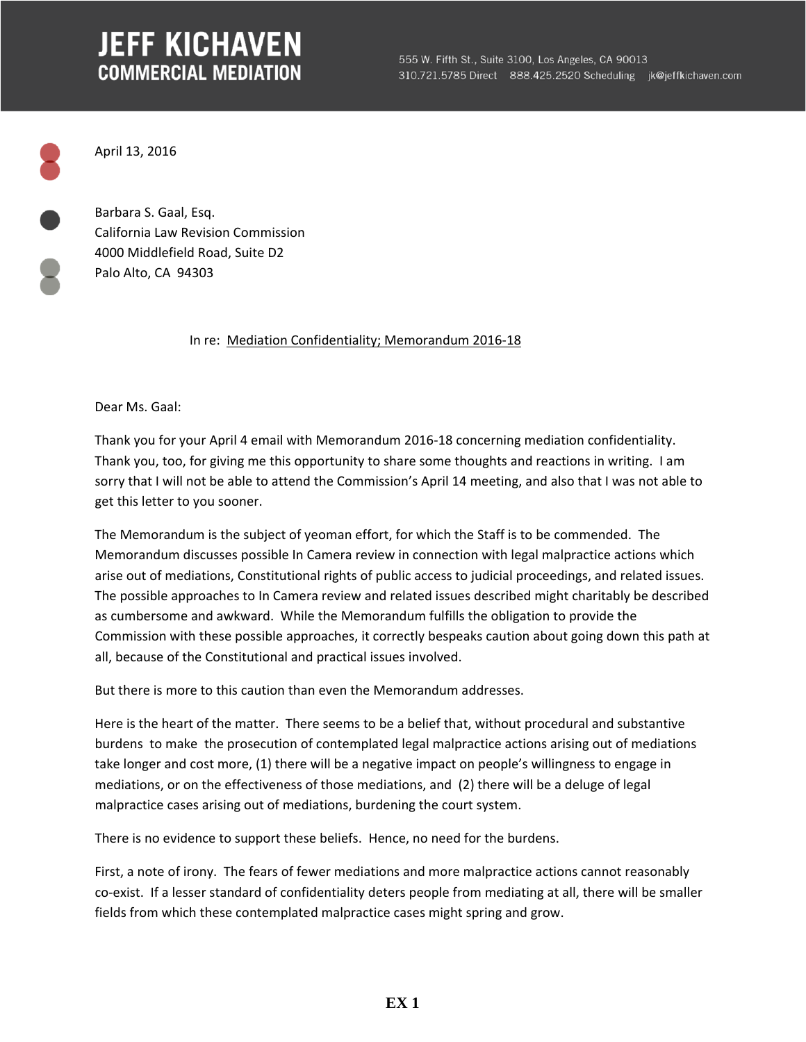# JEFF KICHAVEN
## COMMERCIAL MEDIATION

555 W. Fifth St., Suite 3100, Los Angeles, CA 90013
310.721.5785 Direct 888.425.2520 Scheduling jk@jeffkichaven.com

April 13, 2016

Barbara S. Gaal, Esq.
California Law Revision Commission
4000 Middlefield Road, Suite D2
Palo Alto, CA 94303

In re: Mediation Confidentiality; Memorandum 2016-18

Dear Ms. Gaal:

Thank you for your April 4 email with Memorandum 2016-18 concerning mediation confidentiality. Thank you, too, for giving me this opportunity to share some thoughts and reactions in writing. I am sorry that I will not be able to attend the Commission's April 14 meeting, and also that I was not able to get this letter to you sooner.

The Memorandum is the subject of yeoman effort, for which the Staff is to be commended. The Memorandum discusses possible In Camera review in connection with legal malpractice actions which arise out of mediations, Constitutional rights of public access to judicial proceedings, and related issues. The possible approaches to In Camera review and related issues described might charitably be described as cumbersome and awkward. While the Memorandum fulfills the obligation to provide the Commission with these possible approaches, it correctly bespeaks caution about going down this path at all, because of the Constitutional and practical issues involved.

But there is more to this caution than even the Memorandum addresses.

Here is the heart of the matter. There seems to be a belief that, without procedural and substantive burdens to make the prosecution of contemplated legal malpractice actions arising out of mediations take longer and cost more, (1) there will be a negative impact on people's willingness to engage in mediations, or on the effectiveness of those mediations, and (2) there will be a deluge of legal malpractice cases arising out of mediations, burdening the court system.

There is no evidence to support these beliefs. Hence, no need for the burdens.

First, a note of irony. The fears of fewer mediations and more malpractice actions cannot reasonably co-exist. If a lesser standard of confidentiality deters people from mediating at all, there will be smaller fields from which these contemplated malpractice cases might spring and grow.

**EX 1**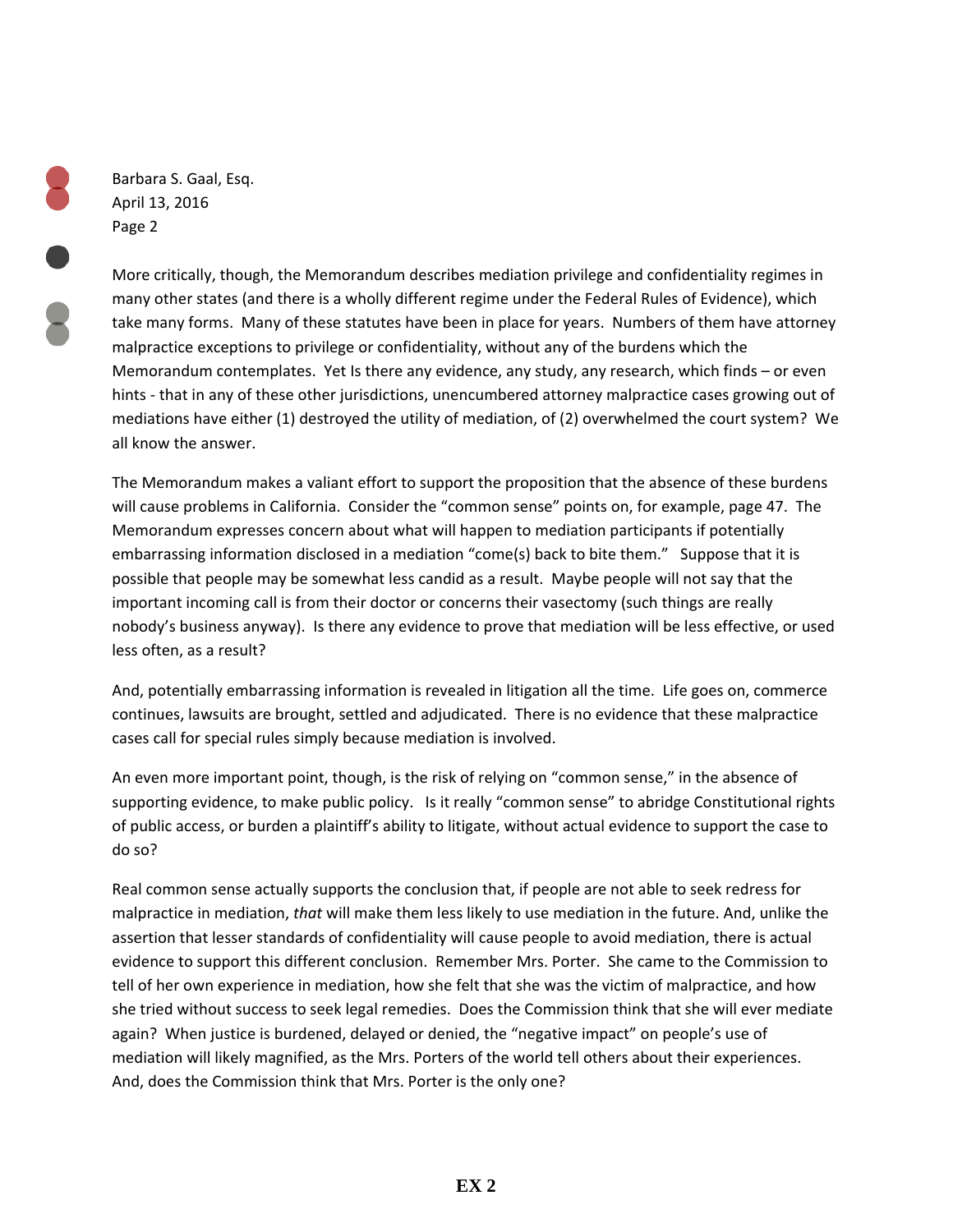Barbara S. Gaal, Esq.
April 13, 2016
Page 2

More critically, though, the Memorandum describes mediation privilege and confidentiality regimes in many other states (and there is a wholly different regime under the Federal Rules of Evidence), which take many forms. Many of these statutes have been in place for years. Numbers of them have attorney malpractice exceptions to privilege or confidentiality, without any of the burdens which the Memorandum contemplates. Yet Is there any evidence, any study, any research, which finds – or even hints - that in any of these other jurisdictions, unencumbered attorney malpractice cases growing out of mediations have either (1) destroyed the utility of mediation, of (2) overwhelmed the court system? We all know the answer.

The Memorandum makes a valiant effort to support the proposition that the absence of these burdens will cause problems in California. Consider the "common sense" points on, for example, page 47. The Memorandum expresses concern about what will happen to mediation participants if potentially embarrassing information disclosed in a mediation "come(s) back to bite them." Suppose that it is possible that people may be somewhat less candid as a result. Maybe people will not say that the important incoming call is from their doctor or concerns their vasectomy (such things are really nobody's business anyway). Is there any evidence to prove that mediation will be less effective, or used less often, as a result?

And, potentially embarrassing information is revealed in litigation all the time. Life goes on, commerce continues, lawsuits are brought, settled and adjudicated. There is no evidence that these malpractice cases call for special rules simply because mediation is involved.

An even more important point, though, is the risk of relying on "common sense," in the absence of supporting evidence, to make public policy. Is it really "common sense" to abridge Constitutional rights of public access, or burden a plaintiff's ability to litigate, without actual evidence to support the case to do so?

Real common sense actually supports the conclusion that, if people are not able to seek redress for malpractice in mediation, *that* will make them less likely to use mediation in the future. And, unlike the assertion that lesser standards of confidentiality will cause people to avoid mediation, there is actual evidence to support this different conclusion. Remember Mrs. Porter. She came to the Commission to tell of her own experience in mediation, how she felt that she was the victim of malpractice, and how she tried without success to seek legal remedies. Does the Commission think that she will ever mediate again? When justice is burdened, delayed or denied, the "negative impact" on people's use of mediation will likely magnified, as the Mrs. Porters of the world tell others about their experiences. And, does the Commission think that Mrs. Porter is the only one?

**EX 2**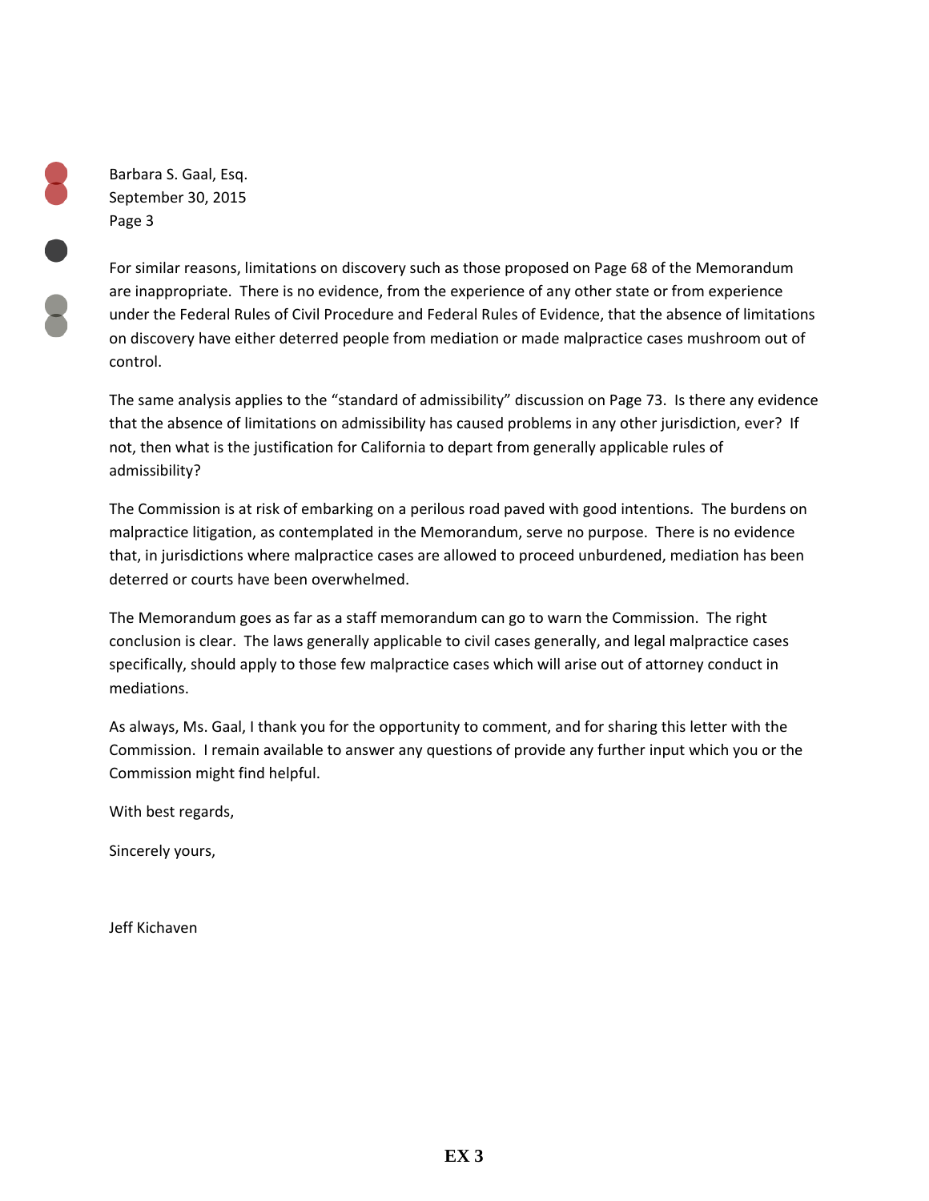For similar reasons, limitations on discovery such as those proposed on Page 68 of the Memorandum are inappropriate. There is no evidence, from the experience of any other state or from experience under the Federal Rules of Civil Procedure and Federal Rules of Evidence, that the absence of limitations on discovery have either deterred people from mediation or made malpractice cases mushroom out of control.

The same analysis applies to the "standard of admissibility" discussion on Page 73. Is there any evidence that the absence of limitations on admissibility has caused problems in any other jurisdiction, ever? If not, then what is the justification for California to depart from generally applicable rules of admissibility?

The Commission is at risk of embarking on a perilous road paved with good intentions. The burdens on malpractice litigation, as contemplated in the Memorandum, serve no purpose. There is no evidence that, in jurisdictions where malpractice cases are allowed to proceed unburdened, mediation has been deterred or courts have been overwhelmed.

The Memorandum goes as far as a staff memorandum can go to warn the Commission. The right conclusion is clear. The laws generally applicable to civil cases generally, and legal malpractice cases specifically, should apply to those few malpractice cases which will arise out of attorney conduct in mediations.

As always, Ms. Gaal, I thank you for the opportunity to comment, and for sharing this letter with the Commission. I remain available to answer any questions of provide any further input which you or the Commission might find helpful.

With best regards,

Sincerely yours,

Jeff Kichaven

**EX 3**